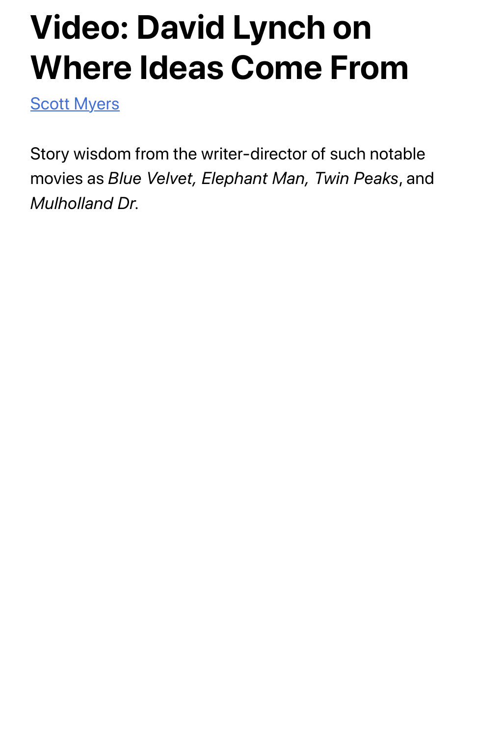# Video: David Lynch on Where Ideas Come From

[Scott Myers]

Story wisdom from the writer-director of such notable movies as *Blue Velvet, Elephant Man, Twin Peaks*, and *Mulholland Dr*.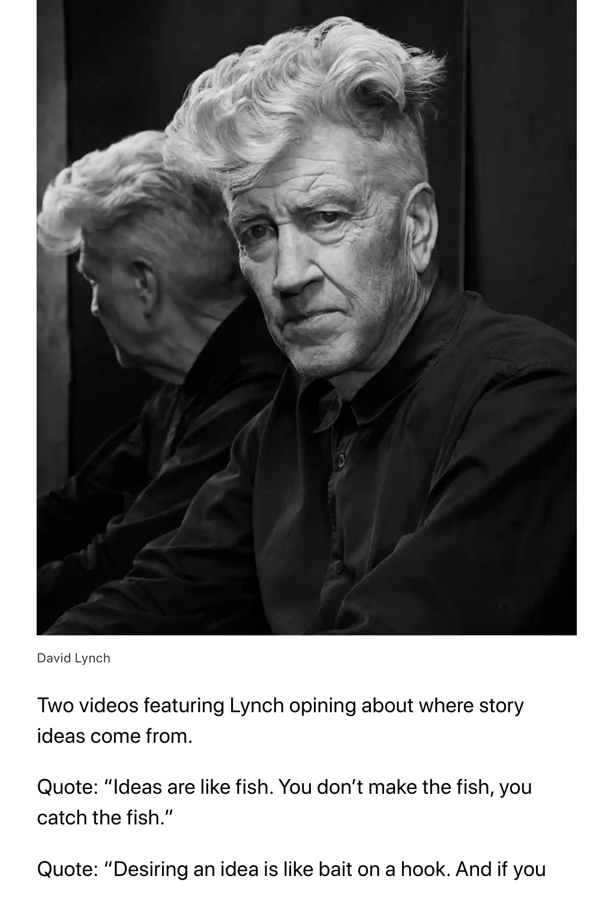David Lynch

Two videos featuring Lynch opining about where story ideas come from.

Quote: "Ideas are like fish. You don't make the fish, you catch the fish."

Quote: "Desiring an idea is like bait on a hook. And if you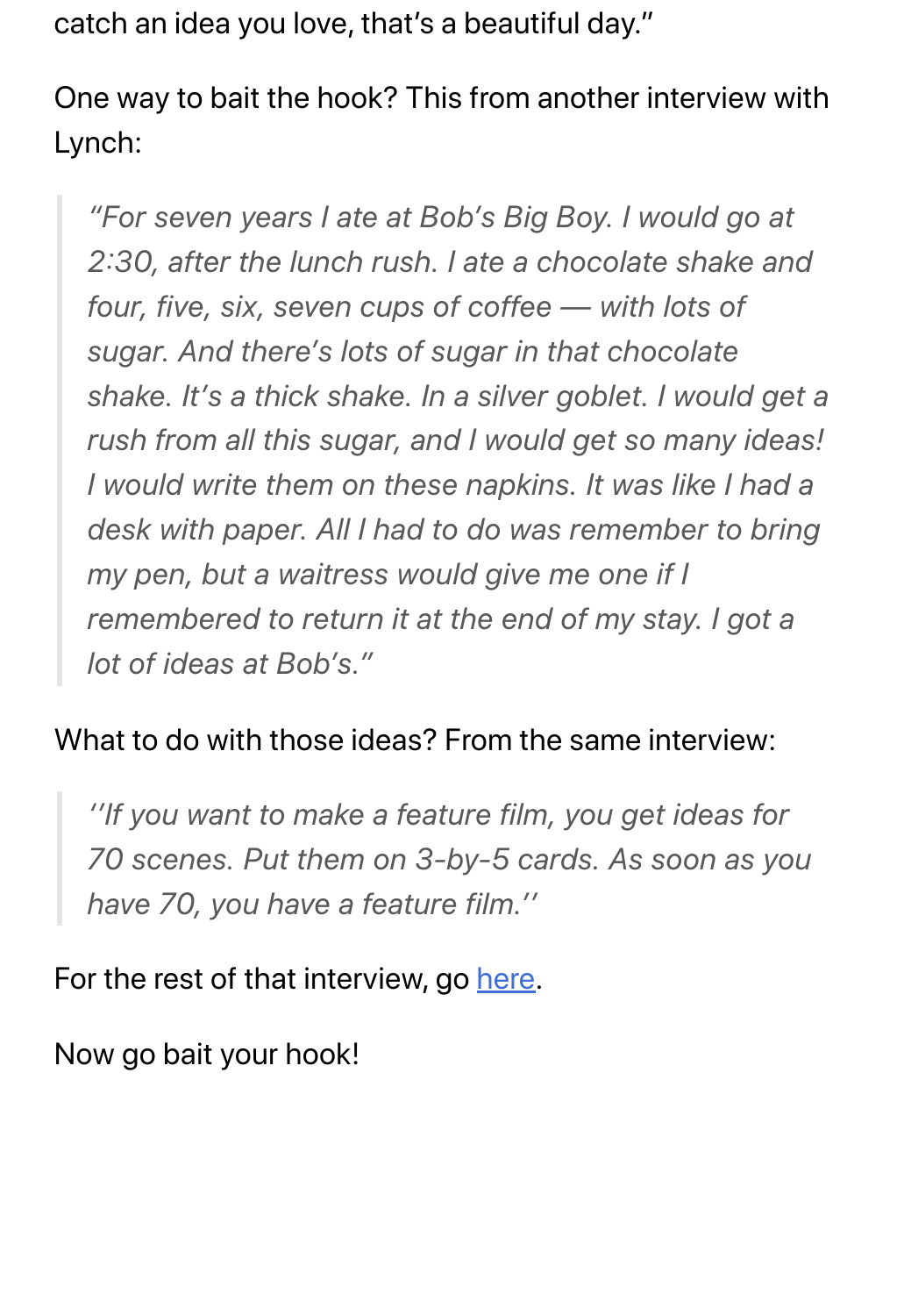catch an idea you love, that's a beautiful day."

One way to bait the hook? This from another interview with Lynch:

> *"For seven years I ate at Bob's Big Boy. I would go at 2:30, after the lunch rush. I ate a chocolate shake and four, five, six, seven cups of coffee — with lots of sugar. And there's lots of sugar in that chocolate shake. It's a thick shake. In a silver goblet. I would get a rush from all this sugar, and I would get so many ideas! I would write them on these napkins. It was like I had a desk with paper. All I had to do was remember to bring my pen, but a waitress would give me one if I remembered to return it at the end of my stay. I got a lot of ideas at Bob's."*

What to do with those ideas? From the same interview:

> *''If you want to make a feature film, you get ideas for 70 scenes. Put them on 3-by-5 cards. As soon as you have 70, you have a feature film.''*

For the rest of that interview, go [here](#).

Now go bait your hook!